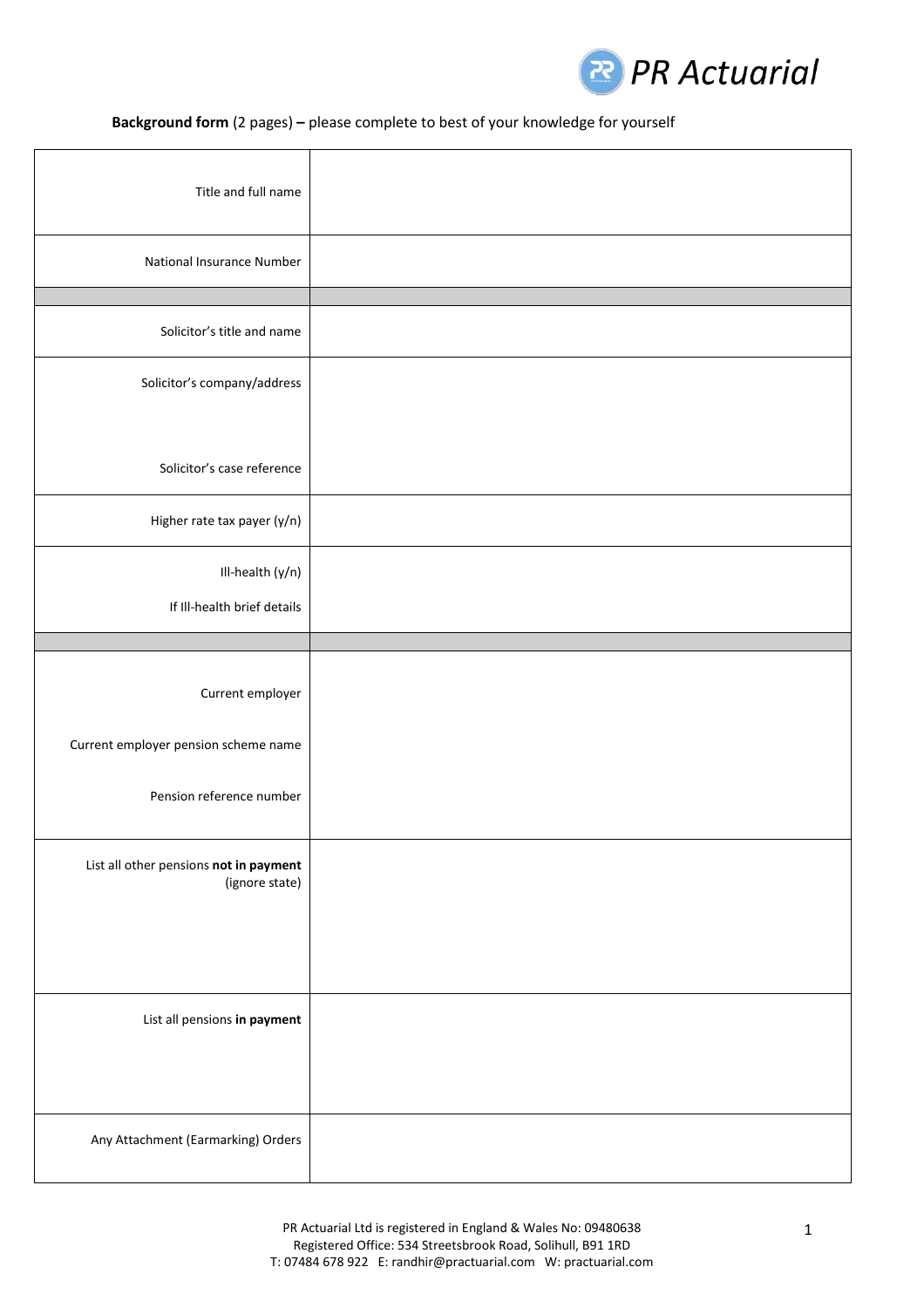PR Actuarial

**Background form** (2 pages) **–** please complete to best of your knowledge for yourself

| | |
|---|---|
| Title and full name | |
| National Insurance Number | |
| | |
| Solicitor's title and name | |
| Solicitor's company/address<br><br>Solicitor's case reference | |
| Higher rate tax payer (y/n) | |
| Ill-health (y/n)<br><br>If Ill-health brief details | |
| | |
| Current employer<br><br>Current employer pension scheme name<br><br>Pension reference number | |
| List all other pensions **not in payment** (ignore state) | |
| List all pensions **in payment** | |
| Any Attachment (Earmarking) Orders | |

PR Actuarial Ltd is registered in England & Wales No: 09480638
Registered Office: 534 Streetsbrook Road, Solihull, B91 1RD
T: 07484 678 922 E: randhir@practuarial.com W: practuarial.com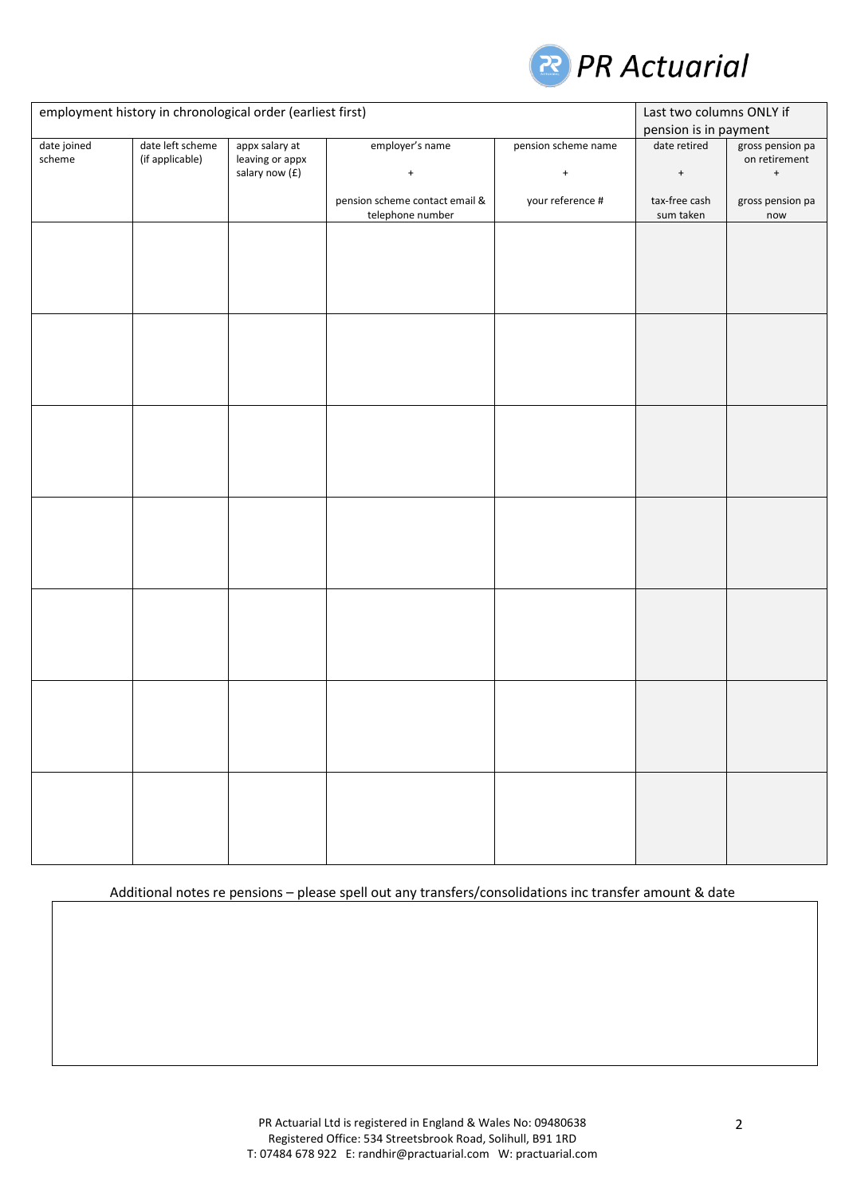PR Actuarial

| employment history in chronological order (earliest first) | | | | | Last two columns ONLY if pension is in payment | |
|---|---|---|---|---|---|---|
| date joined scheme | date left scheme (if applicable) | appx salary at leaving or appx salary now (£) | employer's name + pension scheme contact email & telephone number | pension scheme name + your reference # | date retired + tax-free cash sum taken | gross pension pa on retirement + gross pension pa now |
| | | | | | | |
| | | | | | | |
| | | | | | | |
| | | | | | | |
| | | | | | | |
| | | | | | | |
| | | | | | | |

Additional notes re pensions – please spell out any transfers/consolidations inc transfer amount & date

| |
|---|
| |

PR Actuarial Ltd is registered in England & Wales No: 09480638
Registered Office: 534 Streetsbrook Road, Solihull, B91 1RD
T: 07484 678 922 E: randhir@practuarial.com W: practuarial.com